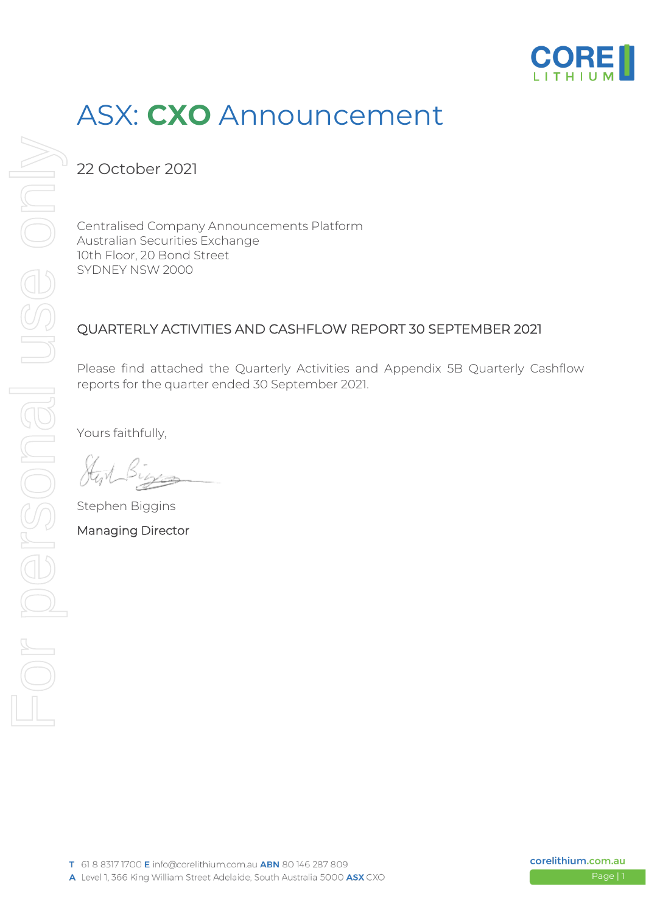# ASX: **CXO** Announcement

22 October 2021

Centralised Company Announcements Platform
Australian Securities Exchange
10th Floor, 20 Bond Street
SYDNEY NSW 2000

## QUARTERLY ACTIVITIES AND CASHFLOW REPORT 30 SEPTEMBER 2021

Please find attached the Quarterly Activities and Appendix 5B Quarterly Cashflow reports for the quarter ended 30 September 2021.

Yours faithfully,

Stephen Biggins

Managing Director

**T** 61 8 8317 1700 **E** info@corelithium.com.au **ABN** 80 146 287 809
**A** Level 1, 366 King William Street Adelaide, South Australia 5000 **ASX** CXO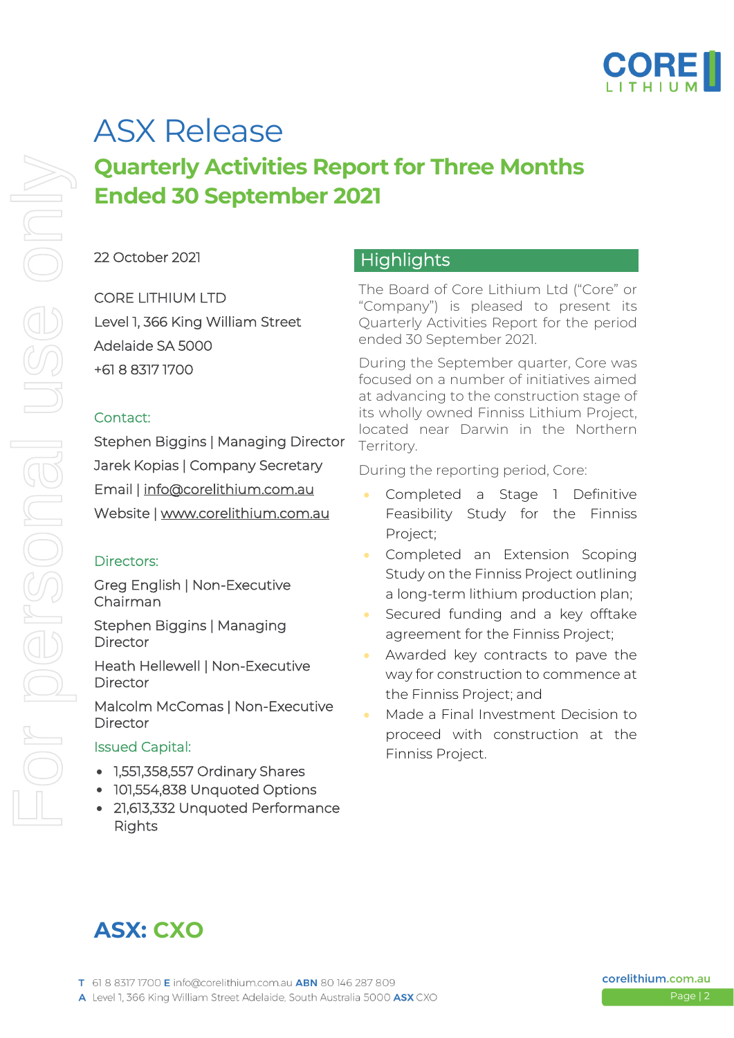# ASX Release

## Quarterly Activities Report for Three Months Ended 30 September 2021

22 October 2021

CORE LITHIUM LTD
Level 1, 366 King William Street
Adelaide SA 5000
+61 8 8317 1700

**Contact:**

Stephen Biggins | Managing Director
Jarek Kopias | Company Secretary
Email | info@corelithium.com.au
Website | www.corelithium.com.au

**Directors:**

Greg English | Non-Executive Chairman

Stephen Biggins | Managing Director

Heath Hellewell | Non-Executive Director

Malcolm McComas | Non-Executive Director

**Issued Capital:**

- 1,551,358,557 Ordinary Shares
- 101,554,838 Unquoted Options
- 21,613,332 Unquoted Performance Rights

**ASX: CXO**

## Highlights

The Board of Core Lithium Ltd ("Core" or "Company") is pleased to present its Quarterly Activities Report for the period ended 30 September 2021.

During the September quarter, Core was focused on a number of initiatives aimed at advancing to the construction stage of its wholly owned Finniss Lithium Project, located near Darwin in the Northern Territory.

During the reporting period, Core:

- Completed a Stage 1 Definitive Feasibility Study for the Finniss Project;
- Completed an Extension Scoping Study on the Finniss Project outlining a long-term lithium production plan;
- Secured funding and a key offtake agreement for the Finniss Project;
- Awarded key contracts to pave the way for construction to commence at the Finniss Project; and
- Made a Final Investment Decision to proceed with construction at the Finniss Project.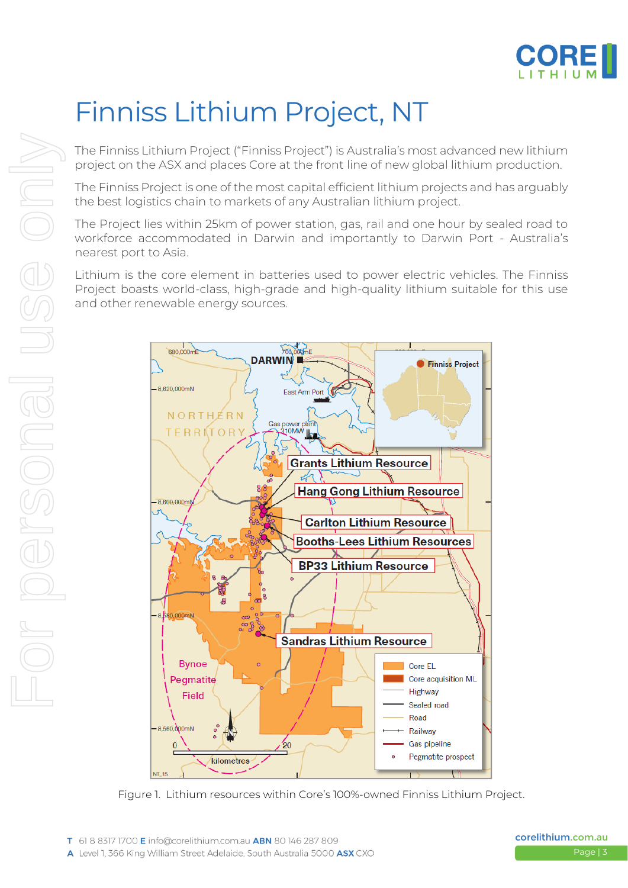# Finniss Lithium Project, NT

The Finniss Lithium Project ("Finniss Project") is Australia's most advanced new lithium project on the ASX and places Core at the front line of new global lithium production.

The Finniss Project is one of the most capital efficient lithium projects and has arguably the best logistics chain to markets of any Australian lithium project.

The Project lies within 25km of power station, gas, rail and one hour by sealed road to workforce accommodated in Darwin and importantly to Darwin Port - Australia's nearest port to Asia.

Lithium is the core element in batteries used to power electric vehicles. The Finniss Project boasts world-class, high-grade and high-quality lithium suitable for this use and other renewable energy sources.

Figure 1. Lithium resources within Core's 100%-owned Finniss Lithium Project.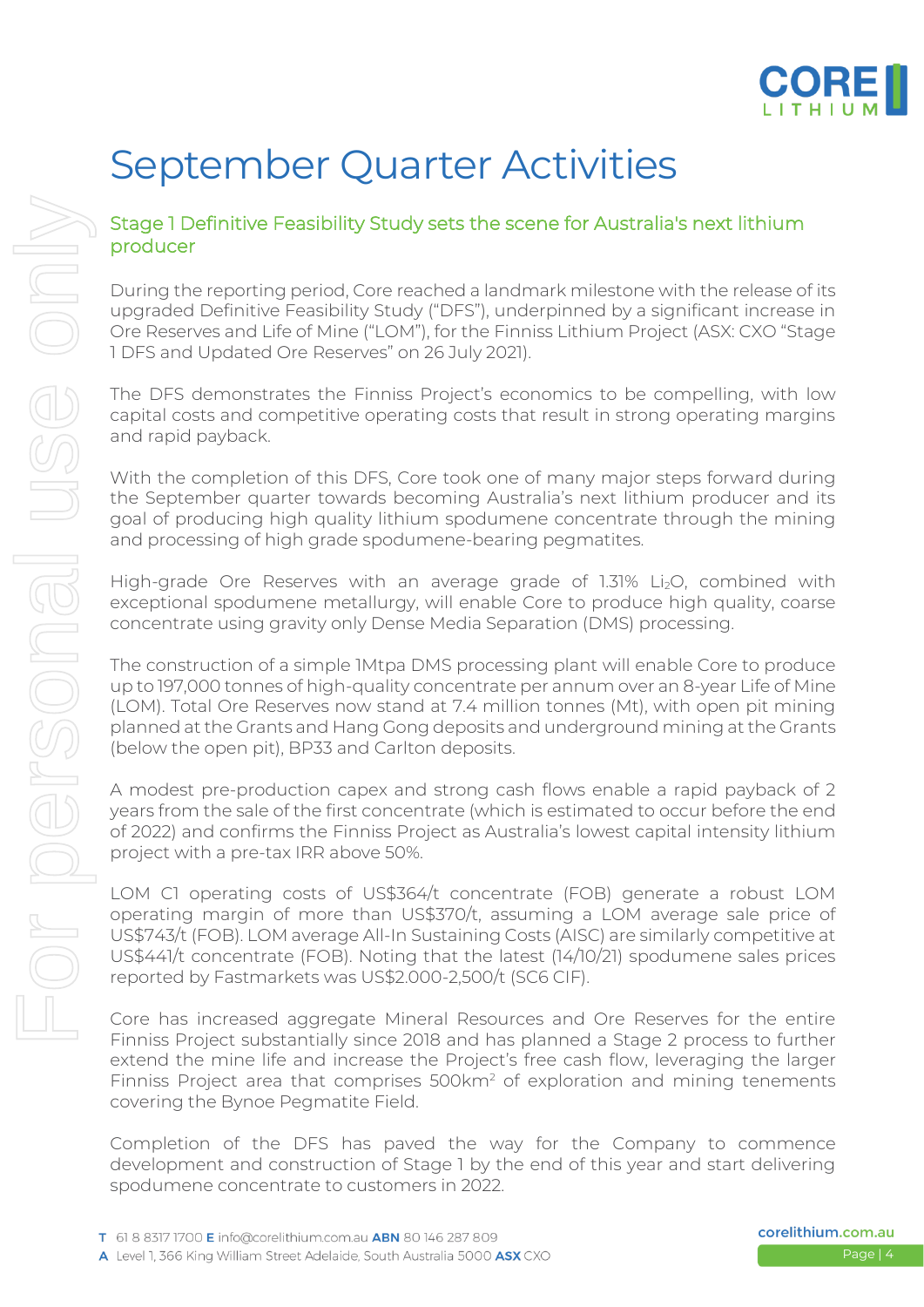# September Quarter Activities

## Stage 1 Definitive Feasibility Study sets the scene for Australia's next lithium producer

During the reporting period, Core reached a landmark milestone with the release of its upgraded Definitive Feasibility Study ("DFS"), underpinned by a significant increase in Ore Reserves and Life of Mine ("LOM"), for the Finniss Lithium Project (ASX: CXO "Stage 1 DFS and Updated Ore Reserves" on 26 July 2021).

The DFS demonstrates the Finniss Project's economics to be compelling, with low capital costs and competitive operating costs that result in strong operating margins and rapid payback.

With the completion of this DFS, Core took one of many major steps forward during the September quarter towards becoming Australia's next lithium producer and its goal of producing high quality lithium spodumene concentrate through the mining and processing of high grade spodumene-bearing pegmatites.

High-grade Ore Reserves with an average grade of 1.31% $Li_2O$, combined with exceptional spodumene metallurgy, will enable Core to produce high quality, coarse concentrate using gravity only Dense Media Separation (DMS) processing.

The construction of a simple 1Mtpa DMS processing plant will enable Core to produce up to 197,000 tonnes of high-quality concentrate per annum over an 8-year Life of Mine (LOM). Total Ore Reserves now stand at 7.4 million tonnes (Mt), with open pit mining planned at the Grants and Hang Gong deposits and underground mining at the Grants (below the open pit), BP33 and Carlton deposits.

A modest pre-production capex and strong cash flows enable a rapid payback of 2 years from the sale of the first concentrate (which is estimated to occur before the end of 2022) and confirms the Finniss Project as Australia's lowest capital intensity lithium project with a pre-tax IRR above 50%.

LOM C1 operating costs of US$364/t concentrate (FOB) generate a robust LOM operating margin of more than US$370/t, assuming a LOM average sale price of US$743/t (FOB). LOM average All-In Sustaining Costs (AISC) are similarly competitive at US$441/t concentrate (FOB). Noting that the latest (14/10/21) spodumene sales prices reported by Fastmarkets was US$2.000-2,500/t (SC6 CIF).

Core has increased aggregate Mineral Resources and Ore Reserves for the entire Finniss Project substantially since 2018 and has planned a Stage 2 process to further extend the mine life and increase the Project's free cash flow, leveraging the larger Finniss Project area that comprises 500km$^2$ of exploration and mining tenements covering the Bynoe Pegmatite Field.

Completion of the DFS has paved the way for the Company to commence development and construction of Stage 1 by the end of this year and start delivering spodumene concentrate to customers in 2022.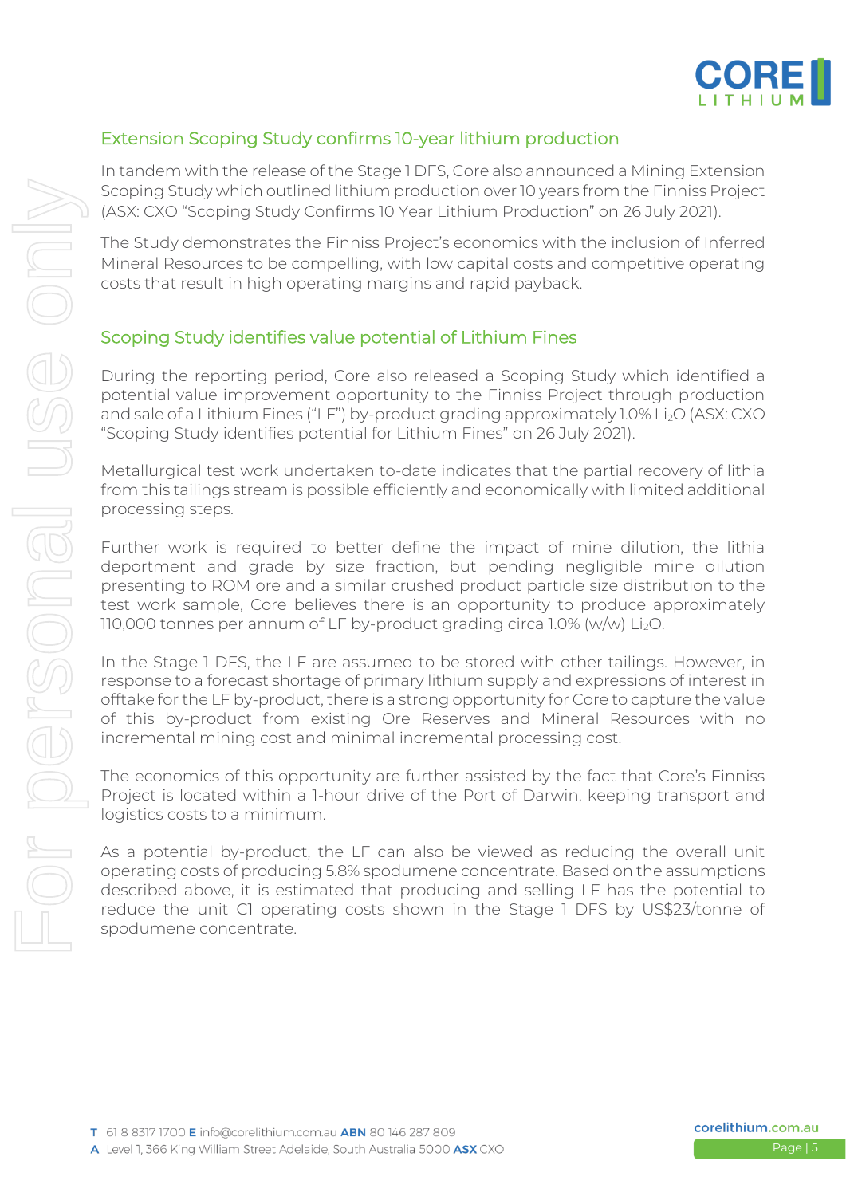## Extension Scoping Study confirms 10-year lithium production

In tandem with the release of the Stage 1 DFS, Core also announced a Mining Extension Scoping Study which outlined lithium production over 10 years from the Finniss Project (ASX: CXO "Scoping Study Confirms 10 Year Lithium Production" on 26 July 2021).

The Study demonstrates the Finniss Project's economics with the inclusion of Inferred Mineral Resources to be compelling, with low capital costs and competitive operating costs that result in high operating margins and rapid payback.

## Scoping Study identifies value potential of Lithium Fines

During the reporting period, Core also released a Scoping Study which identified a potential value improvement opportunity to the Finniss Project through production and sale of a Lithium Fines ("LF") by-product grading approximately 1.0% $Li_2O$ (ASX: CXO "Scoping Study identifies potential for Lithium Fines" on 26 July 2021).

Metallurgical test work undertaken to-date indicates that the partial recovery of lithia from this tailings stream is possible efficiently and economically with limited additional processing steps.

Further work is required to better define the impact of mine dilution, the lithia deportment and grade by size fraction, but pending negligible mine dilution presenting to ROM ore and a similar crushed product particle size distribution to the test work sample, Core believes there is an opportunity to produce approximately 110,000 tonnes per annum of LF by-product grading circa 1.0% (w/w) $Li_2O$.

In the Stage 1 DFS, the LF are assumed to be stored with other tailings. However, in response to a forecast shortage of primary lithium supply and expressions of interest in offtake for the LF by-product, there is a strong opportunity for Core to capture the value of this by-product from existing Ore Reserves and Mineral Resources with no incremental mining cost and minimal incremental processing cost.

The economics of this opportunity are further assisted by the fact that Core's Finniss Project is located within a 1-hour drive of the Port of Darwin, keeping transport and logistics costs to a minimum.

As a potential by-product, the LF can also be viewed as reducing the overall unit operating costs of producing 5.8% spodumene concentrate. Based on the assumptions described above, it is estimated that producing and selling LF has the potential to reduce the unit C1 operating costs shown in the Stage 1 DFS by US$23/tonne of spodumene concentrate.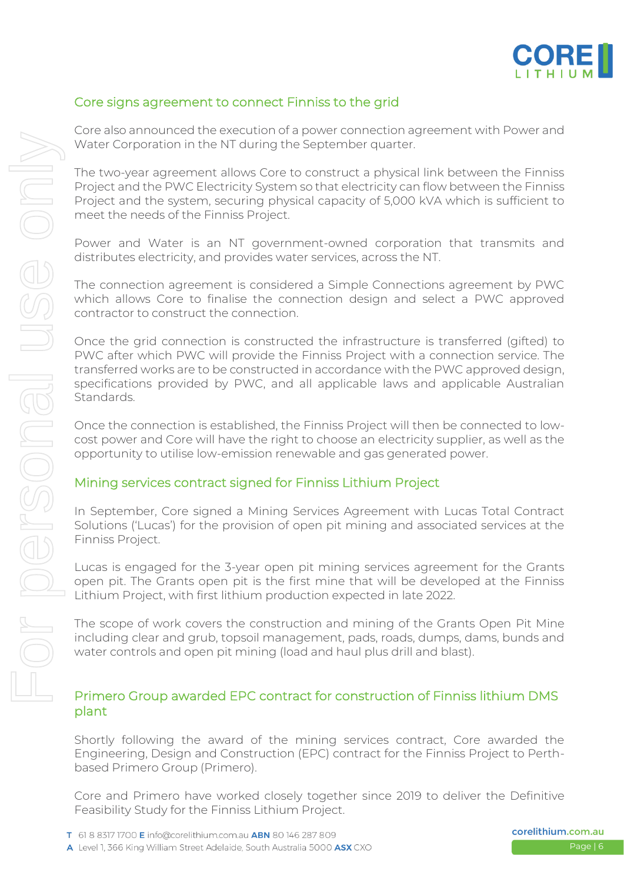## Core signs agreement to connect Finniss to the grid

Core also announced the execution of a power connection agreement with Power and Water Corporation in the NT during the September quarter.

The two-year agreement allows Core to construct a physical link between the Finniss Project and the PWC Electricity System so that electricity can flow between the Finniss Project and the system, securing physical capacity of 5,000 kVA which is sufficient to meet the needs of the Finniss Project.

Power and Water is an NT government-owned corporation that transmits and distributes electricity, and provides water services, across the NT.

The connection agreement is considered a Simple Connections agreement by PWC which allows Core to finalise the connection design and select a PWC approved contractor to construct the connection.

Once the grid connection is constructed the infrastructure is transferred (gifted) to PWC after which PWC will provide the Finniss Project with a connection service. The transferred works are to be constructed in accordance with the PWC approved design, specifications provided by PWC, and all applicable laws and applicable Australian Standards.

Once the connection is established, the Finniss Project will then be connected to low-cost power and Core will have the right to choose an electricity supplier, as well as the opportunity to utilise low-emission renewable and gas generated power.

## Mining services contract signed for Finniss Lithium Project

In September, Core signed a Mining Services Agreement with Lucas Total Contract Solutions ('Lucas') for the provision of open pit mining and associated services at the Finniss Project.

Lucas is engaged for the 3-year open pit mining services agreement for the Grants open pit. The Grants open pit is the first mine that will be developed at the Finniss Lithium Project, with first lithium production expected in late 2022.

The scope of work covers the construction and mining of the Grants Open Pit Mine including clear and grub, topsoil management, pads, roads, dumps, dams, bunds and water controls and open pit mining (load and haul plus drill and blast).

## Primero Group awarded EPC contract for construction of Finniss lithium DMS plant

Shortly following the award of the mining services contract, Core awarded the Engineering, Design and Construction (EPC) contract for the Finniss Project to Perth-based Primero Group (Primero).

Core and Primero have worked closely together since 2019 to deliver the Definitive Feasibility Study for the Finniss Lithium Project.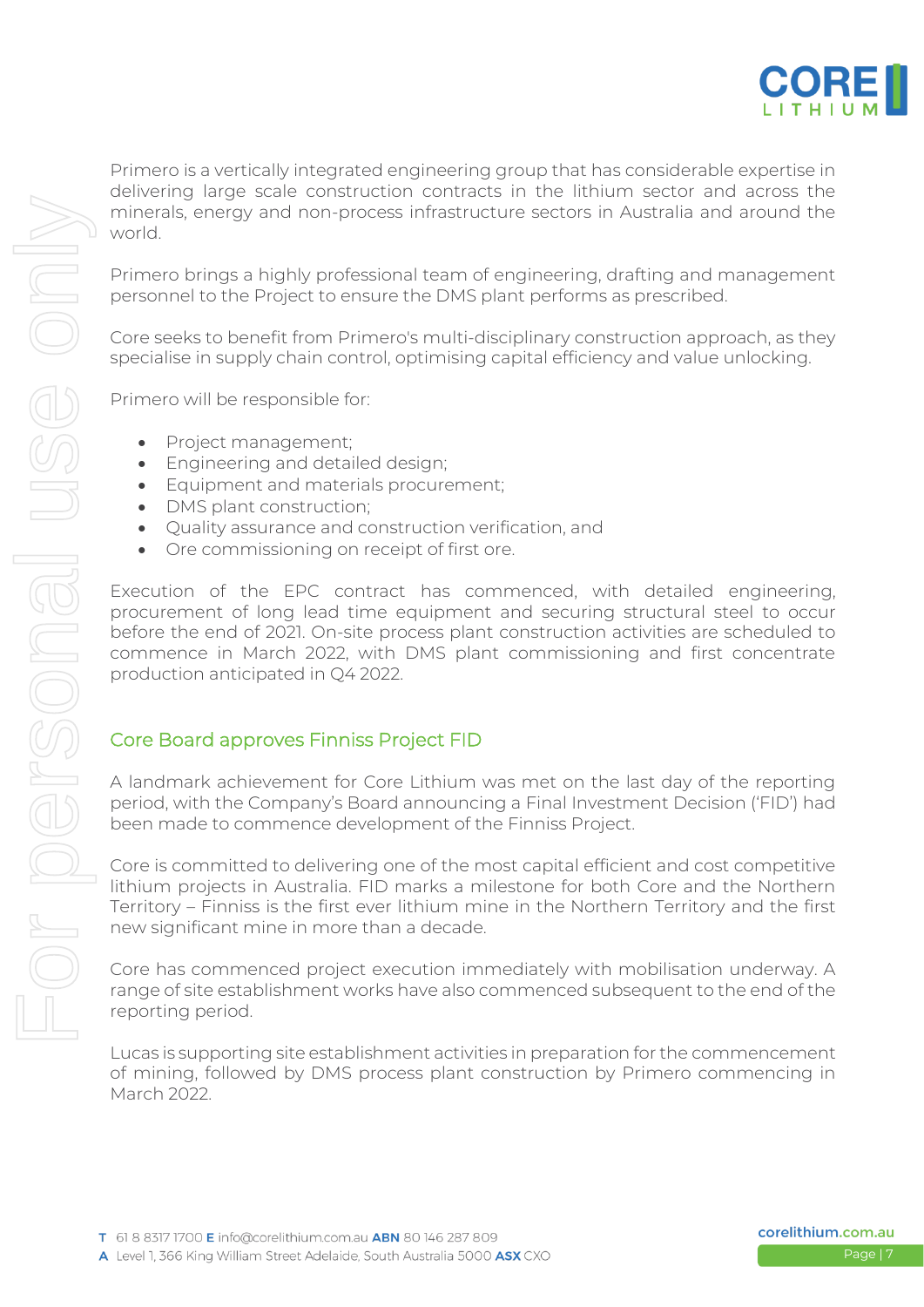Primero is a vertically integrated engineering group that has considerable expertise in delivering large scale construction contracts in the lithium sector and across the minerals, energy and non-process infrastructure sectors in Australia and around the world.

Primero brings a highly professional team of engineering, drafting and management personnel to the Project to ensure the DMS plant performs as prescribed.

Core seeks to benefit from Primero's multi-disciplinary construction approach, as they specialise in supply chain control, optimising capital efficiency and value unlocking.

Primero will be responsible for:

- Project management;
- Engineering and detailed design;
- Equipment and materials procurement;
- DMS plant construction;
- Quality assurance and construction verification, and
- Ore commissioning on receipt of first ore.

Execution of the EPC contract has commenced, with detailed engineering, procurement of long lead time equipment and securing structural steel to occur before the end of 2021. On-site process plant construction activities are scheduled to commence in March 2022, with DMS plant commissioning and first concentrate production anticipated in Q4 2022.

## Core Board approves Finniss Project FID

A landmark achievement for Core Lithium was met on the last day of the reporting period, with the Company's Board announcing a Final Investment Decision ('FID') had been made to commence development of the Finniss Project.

Core is committed to delivering one of the most capital efficient and cost competitive lithium projects in Australia. FID marks a milestone for both Core and the Northern Territory – Finniss is the first ever lithium mine in the Northern Territory and the first new significant mine in more than a decade.

Core has commenced project execution immediately with mobilisation underway. A range of site establishment works have also commenced subsequent to the end of the reporting period.

Lucas is supporting site establishment activities in preparation for the commencement of mining, followed by DMS process plant construction by Primero commencing in March 2022.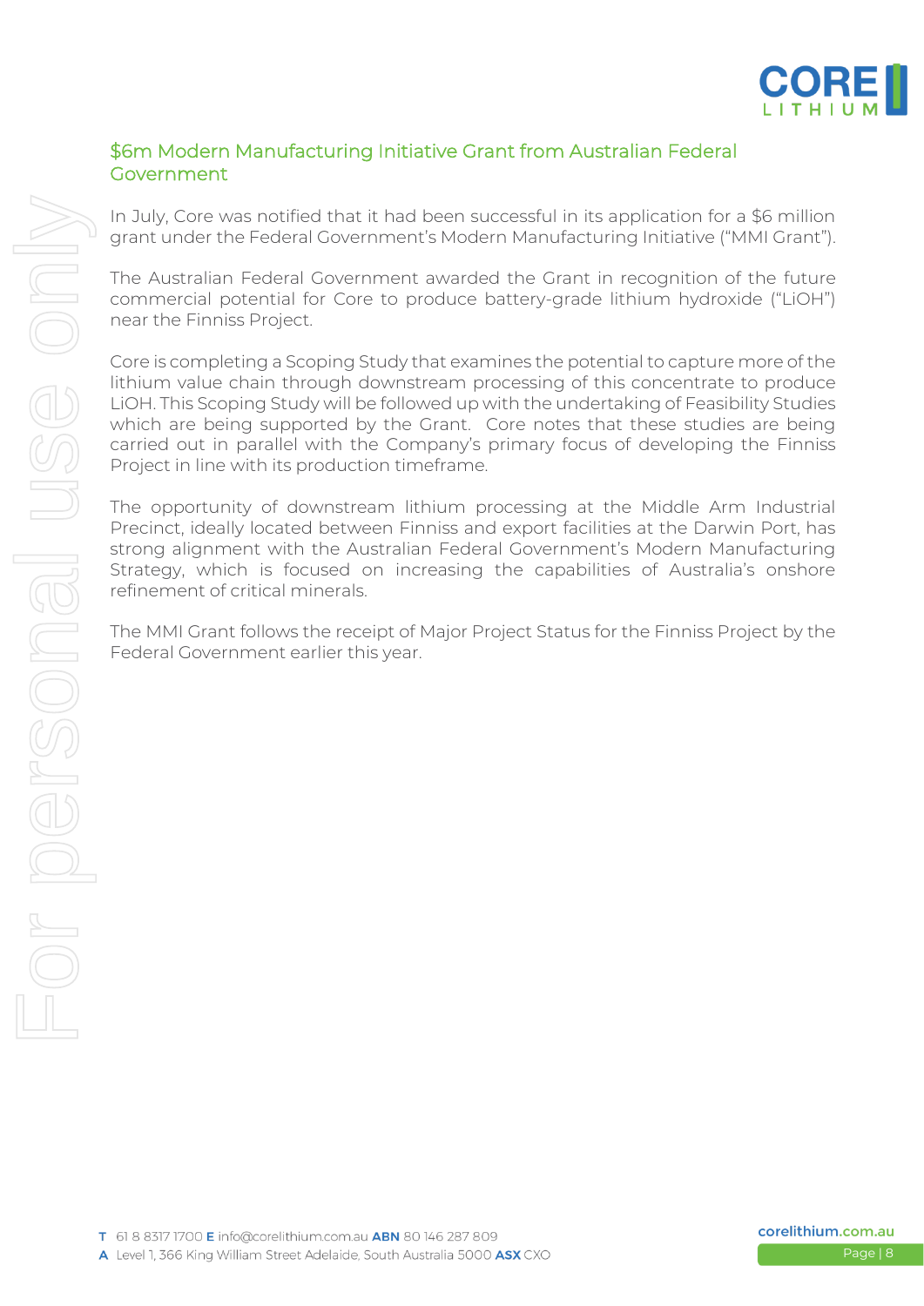## $6m Modern Manufacturing Initiative Grant from Australian Federal Government

In July, Core was notified that it had been successful in its application for a $6 million grant under the Federal Government's Modern Manufacturing Initiative ("MMI Grant").

The Australian Federal Government awarded the Grant in recognition of the future commercial potential for Core to produce battery-grade lithium hydroxide ("LiOH") near the Finniss Project.

Core is completing a Scoping Study that examines the potential to capture more of the lithium value chain through downstream processing of this concentrate to produce LiOH. This Scoping Study will be followed up with the undertaking of Feasibility Studies which are being supported by the Grant. Core notes that these studies are being carried out in parallel with the Company's primary focus of developing the Finniss Project in line with its production timeframe.

The opportunity of downstream lithium processing at the Middle Arm Industrial Precinct, ideally located between Finniss and export facilities at the Darwin Port, has strong alignment with the Australian Federal Government's Modern Manufacturing Strategy, which is focused on increasing the capabilities of Australia's onshore refinement of critical minerals.

The MMI Grant follows the receipt of Major Project Status for the Finniss Project by the Federal Government earlier this year.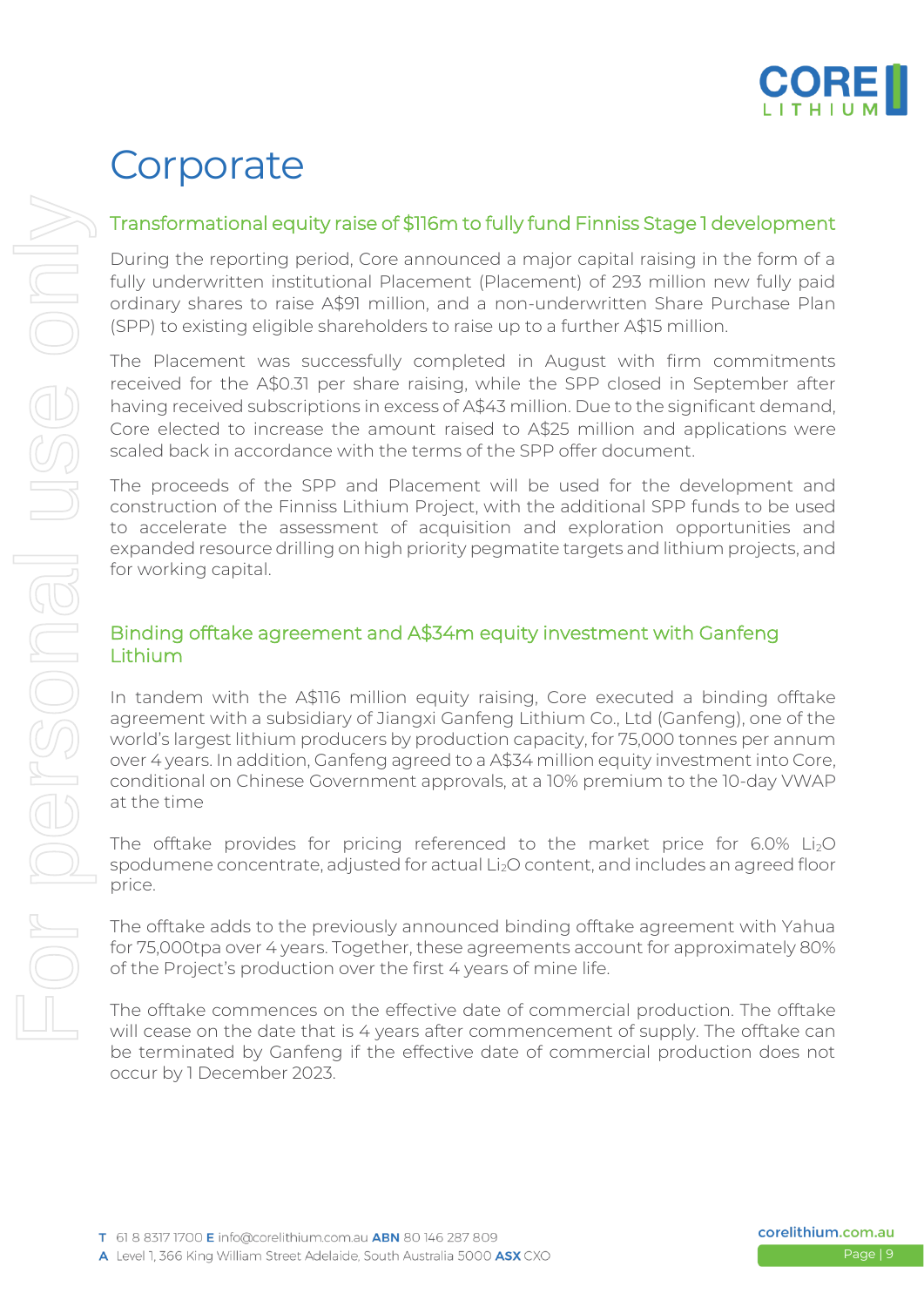# Corporate

## Transformational equity raise of $116m to fully fund Finniss Stage 1 development

During the reporting period, Core announced a major capital raising in the form of a fully underwritten institutional Placement (Placement) of 293 million new fully paid ordinary shares to raise A$91 million, and a non-underwritten Share Purchase Plan (SPP) to existing eligible shareholders to raise up to a further A$15 million.

The Placement was successfully completed in August with firm commitments received for the A$0.31 per share raising, while the SPP closed in September after having received subscriptions in excess of A$43 million. Due to the significant demand, Core elected to increase the amount raised to A$25 million and applications were scaled back in accordance with the terms of the SPP offer document.

The proceeds of the SPP and Placement will be used for the development and construction of the Finniss Lithium Project, with the additional SPP funds to be used to accelerate the assessment of acquisition and exploration opportunities and expanded resource drilling on high priority pegmatite targets and lithium projects, and for working capital.

## Binding offtake agreement and A$34m equity investment with Ganfeng Lithium

In tandem with the A$116 million equity raising, Core executed a binding offtake agreement with a subsidiary of Jiangxi Ganfeng Lithium Co., Ltd (Ganfeng), one of the world's largest lithium producers by production capacity, for 75,000 tonnes per annum over 4 years. In addition, Ganfeng agreed to a A$34 million equity investment into Core, conditional on Chinese Government approvals, at a 10% premium to the 10-day VWAP at the time

The offtake provides for pricing referenced to the market price for 6.0% $Li_2O$ spodumene concentrate, adjusted for actual $Li_2O$ content, and includes an agreed floor price.

The offtake adds to the previously announced binding offtake agreement with Yahua for 75,000tpa over 4 years. Together, these agreements account for approximately 80% of the Project's production over the first 4 years of mine life.

The offtake commences on the effective date of commercial production. The offtake will cease on the date that is 4 years after commencement of supply. The offtake can be terminated by Ganfeng if the effective date of commercial production does not occur by 1 December 2023.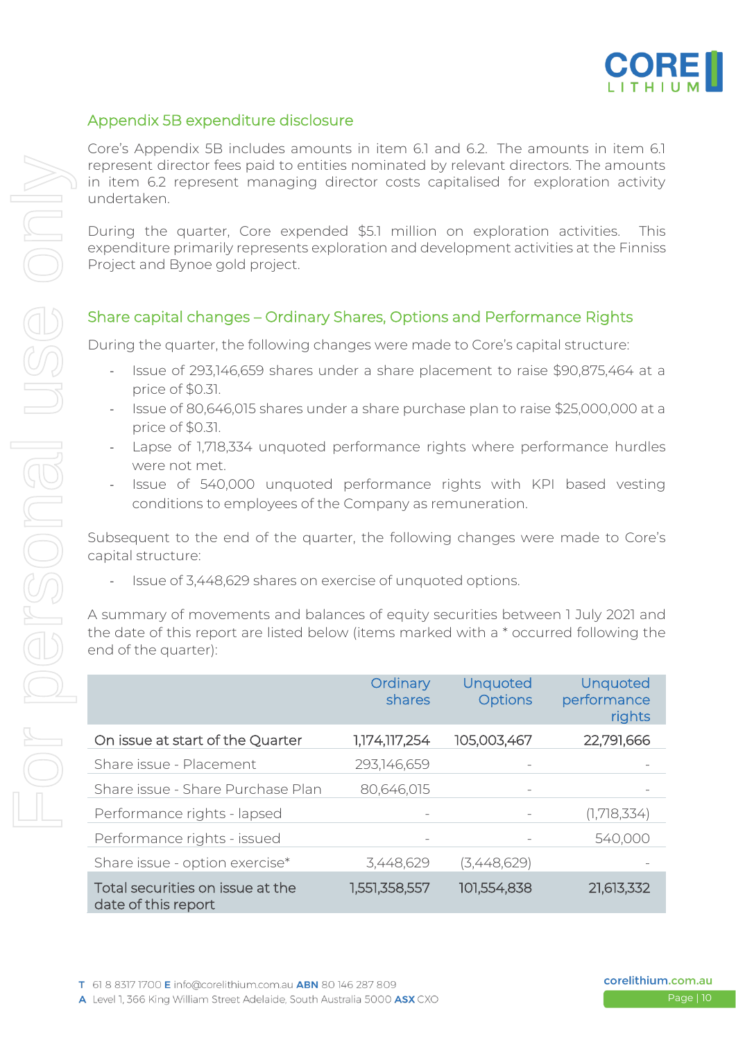## Appendix 5B expenditure disclosure

Core's Appendix 5B includes amounts in item 6.1 and 6.2. The amounts in item 6.1 represent director fees paid to entities nominated by relevant directors. The amounts in item 6.2 represent managing director costs capitalised for exploration activity undertaken.

During the quarter, Core expended $5.1 million on exploration activities. This expenditure primarily represents exploration and development activities at the Finniss Project and Bynoe gold project.

## Share capital changes – Ordinary Shares, Options and Performance Rights

During the quarter, the following changes were made to Core's capital structure:

- Issue of 293,146,659 shares under a share placement to raise $90,875,464 at a price of $0.31.
- Issue of 80,646,015 shares under a share purchase plan to raise $25,000,000 at a price of $0.31.
- Lapse of 1,718,334 unquoted performance rights where performance hurdles were not met.
- Issue of 540,000 unquoted performance rights with KPI based vesting conditions to employees of the Company as remuneration.

Subsequent to the end of the quarter, the following changes were made to Core's capital structure:

- Issue of 3,448,629 shares on exercise of unquoted options.

A summary of movements and balances of equity securities between 1 July 2021 and the date of this report are listed below (items marked with a * occurred following the end of the quarter):

| | Ordinary shares | Unquoted Options | Unquoted performance rights |
|---|---|---|---|
| **On issue at start of the Quarter** | **1,174,117,254** | **105,003,467** | **22,791,666** |
| Share issue - Placement | 293,146,659 | - | - |
| Share issue - Share Purchase Plan | 80,646,015 | - | - |
| Performance rights - lapsed | - | - | (1,718,334) |
| Performance rights - issued | - | - | 540,000 |
| Share issue - option exercise* | 3,448,629 | (3,448,629) | - |
| **Total securities on issue at the date of this report** | **1,551,358,557** | **101,554,838** | **21,613,332** |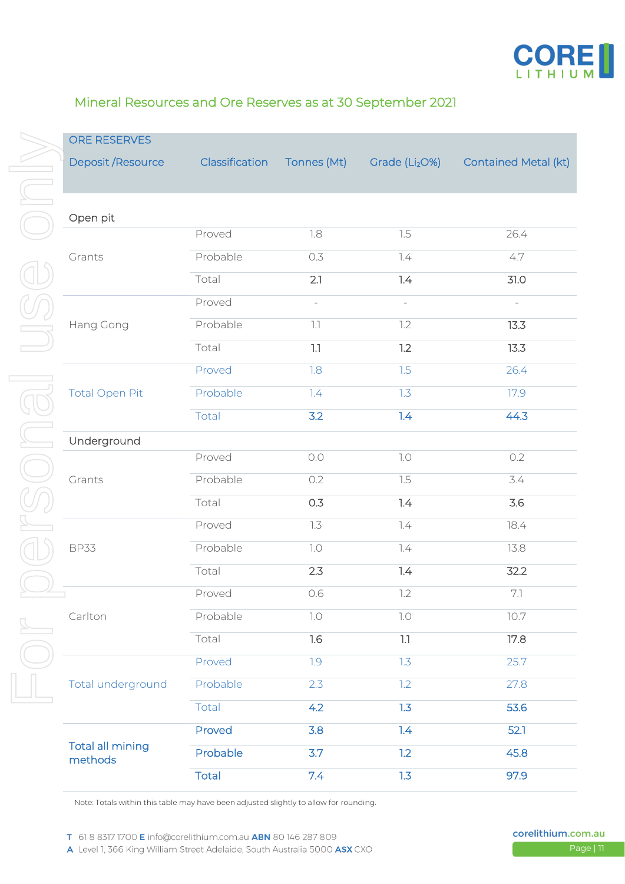## Mineral Resources and Ore Reserves as at 30 September 2021

| ORE RESERVES<br>Deposit /Resource | Classification | Tonnes (Mt) | Grade ($Li_2O$%) | Contained Metal (kt) |
|---|---|---|---|---|
| **Open pit** | | | | |
| Grants | Proved | 1.8 | 1.5 | 26.4 |
| | Probable | 0.3 | 1.4 | 4.7 |
| | Total | 2.1 | 1.4 | 31.0 |
| Hang Gong | Proved | - | - | - |
| | Probable | 1.1 | 1.2 | 13.3 |
| | Total | 1.1 | 1.2 | 13.3 |
| Total Open Pit | Proved | 1.8 | 1.5 | 26.4 |
| | Probable | 1.4 | 1.3 | 17.9 |
| | Total | 3.2 | 1.4 | 44.3 |
| **Underground** | | | | |
| Grants | Proved | 0.0 | 1.0 | 0.2 |
| | Probable | 0.2 | 1.5 | 3.4 |
| | Total | 0.3 | 1.4 | 3.6 |
| BP33 | Proved | 1.3 | 1.4 | 18.4 |
| | Probable | 1.0 | 1.4 | 13.8 |
| | Total | 2.3 | 1.4 | 32.2 |
| Carlton | Proved | 0.6 | 1.2 | 7.1 |
| | Probable | 1.0 | 1.0 | 10.7 |
| | Total | 1.6 | 1.1 | 17.8 |
| Total underground | Proved | 1.9 | 1.3 | 25.7 |
| | Probable | 2.3 | 1.2 | 27.8 |
| | Total | 4.2 | 1.3 | 53.6 |
| Total all mining methods | Proved | 3.8 | 1.4 | 52.1 |
| | Probable | 3.7 | 1.2 | 45.8 |
| | Total | 7.4 | 1.3 | 97.9 |

Note: Totals within this table may have been adjusted slightly to allow for rounding.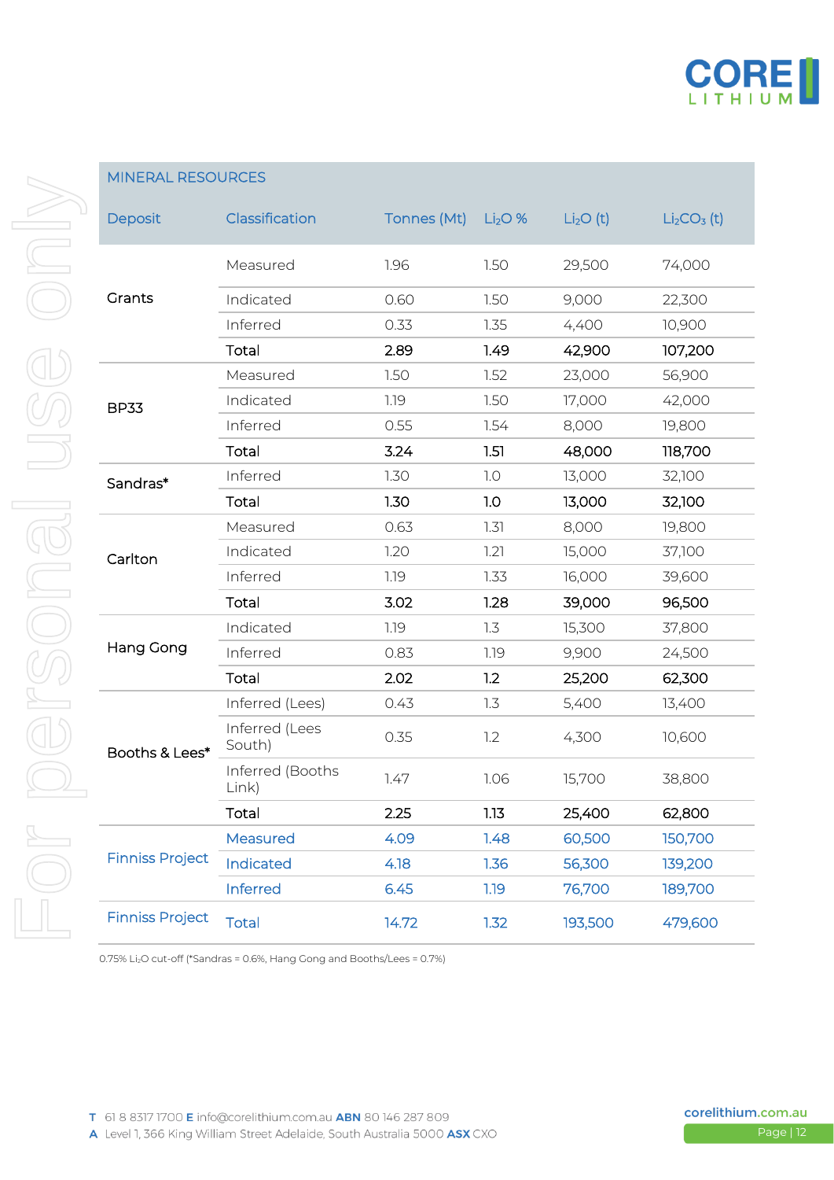| MINERAL RESOURCES | | | | | | |
|---|---|---|---|---|---|---|
| Deposit | Classification | Tonnes (Mt) | $Li_2O$ % | $Li_2O$ (t) | $Li_2CO_3$ (t) |
| Grants | Measured | 1.96 | 1.50 | 29,500 | 74,000 |
| | Indicated | 0.60 | 1.50 | 9,000 | 22,300 |
| | Inferred | 0.33 | 1.35 | 4,400 | 10,900 |
| | **Total** | **2.89** | **1.49** | **42,900** | **107,200** |
| BP33 | Measured | 1.50 | 1.52 | 23,000 | 56,900 |
| | Indicated | 1.19 | 1.50 | 17,000 | 42,000 |
| | Inferred | 0.55 | 1.54 | 8,000 | 19,800 |
| | **Total** | **3.24** | **1.51** | **48,000** | **118,700** |
| Sandras* | Inferred | 1.30 | 1.0 | 13,000 | 32,100 |
| | **Total** | **1.30** | **1.0** | **13,000** | **32,100** |
| Carlton | Measured | 0.63 | 1.31 | 8,000 | 19,800 |
| | Indicated | 1.20 | 1.21 | 15,000 | 37,100 |
| | Inferred | 1.19 | 1.33 | 16,000 | 39,600 |
| | **Total** | **3.02** | **1.28** | **39,000** | **96,500** |
| Hang Gong | Indicated | 1.19 | 1.3 | 15,300 | 37,800 |
| | Inferred | 0.83 | 1.19 | 9,900 | 24,500 |
| | **Total** | **2.02** | **1.2** | **25,200** | **62,300** |
| Booths & Lees* | Inferred (Lees) | 0.43 | 1.3 | 5,400 | 13,400 |
| | Inferred (Lees South) | 0.35 | 1.2 | 4,300 | 10,600 |
| | Inferred (Booths Link) | 1.47 | 1.06 | 15,700 | 38,800 |
| | **Total** | **2.25** | **1.13** | **25,400** | **62,800** |
| Finniss Project | Measured | 4.09 | 1.48 | 60,500 | 150,700 |
| | Indicated | 4.18 | 1.36 | 56,300 | 139,200 |
| | Inferred | 6.45 | 1.19 | 76,700 | 189,700 |
| Finniss Project | Total | 14.72 | 1.32 | 193,500 | 479,600 |

0.75% $Li_2O$ cut-off (*Sandras = 0.6%, Hang Gong and Booths/Lees = 0.7%)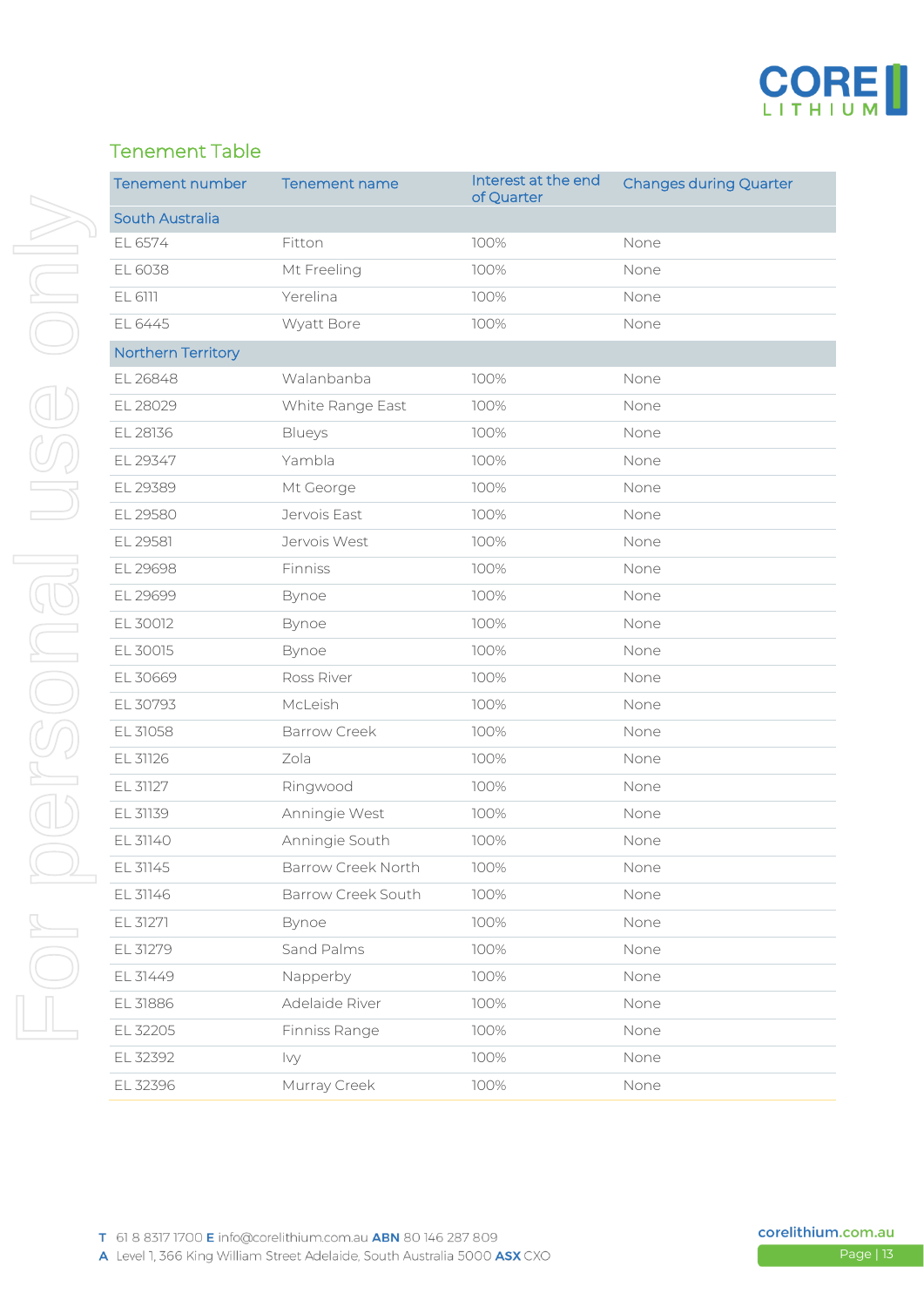## Tenement Table

| Tenement number | Tenement name | Interest at the end of Quarter | Changes during Quarter |
|---|---|---|---|
| **South Australia** | | | |
| EL 6574 | Fitton | 100% | None |
| EL 6038 | Mt Freeling | 100% | None |
| EL 6111 | Yerelina | 100% | None |
| EL 6445 | Wyatt Bore | 100% | None |
| **Northern Territory** | | | |
| EL 26848 | Walanbanba | 100% | None |
| EL 28029 | White Range East | 100% | None |
| EL 28136 | Blueys | 100% | None |
| EL 29347 | Yambla | 100% | None |
| EL 29389 | Mt George | 100% | None |
| EL 29580 | Jervois East | 100% | None |
| EL 29581 | Jervois West | 100% | None |
| EL 29698 | Finniss | 100% | None |
| EL 29699 | Bynoe | 100% | None |
| EL 30012 | Bynoe | 100% | None |
| EL 30015 | Bynoe | 100% | None |
| EL 30669 | Ross River | 100% | None |
| EL 30793 | McLeish | 100% | None |
| EL 31058 | Barrow Creek | 100% | None |
| EL 31126 | Zola | 100% | None |
| EL 31127 | Ringwood | 100% | None |
| EL 31139 | Anningie West | 100% | None |
| EL 31140 | Anningie South | 100% | None |
| EL 31145 | Barrow Creek North | 100% | None |
| EL 31146 | Barrow Creek South | 100% | None |
| EL 31271 | Bynoe | 100% | None |
| EL 31279 | Sand Palms | 100% | None |
| EL 31449 | Napperby | 100% | None |
| EL 31886 | Adelaide River | 100% | None |
| EL 32205 | Finniss Range | 100% | None |
| EL 32392 | Ivy | 100% | None |
| EL 32396 | Murray Creek | 100% | None |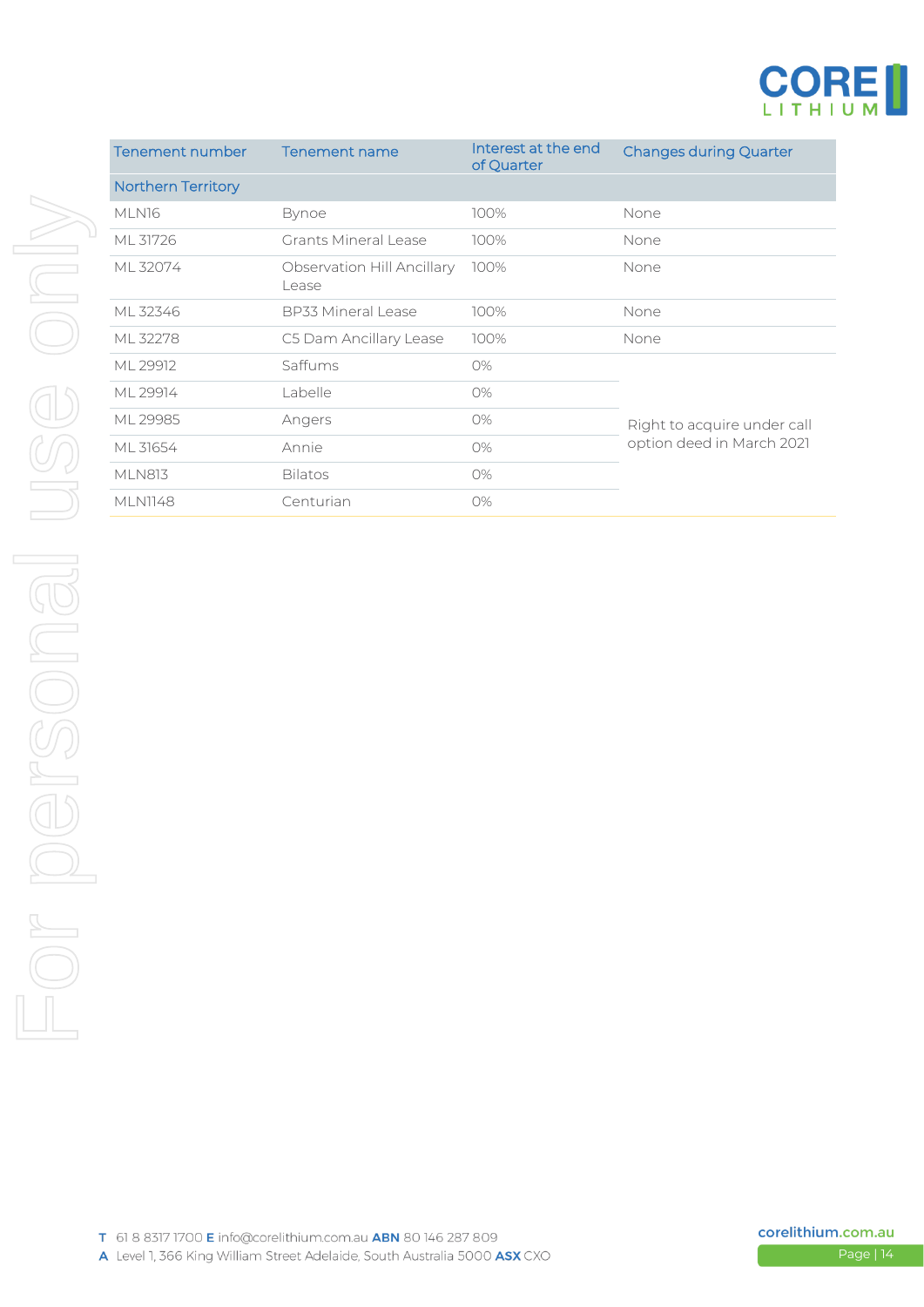| Tenement number | Tenement name | Interest at the end of Quarter | Changes during Quarter |
|---|---|---|---|
| **Northern Territory** | | | |
| MLN16 | Bynoe | 100% | None |
| ML 31726 | Grants Mineral Lease | 100% | None |
| ML 32074 | Observation Hill Ancillary Lease | 100% | None |
| ML 32346 | BP33 Mineral Lease | 100% | None |
| ML 32278 | C5 Dam Ancillary Lease | 100% | None |
| ML 29912 | Saffums | 0% | Right to acquire under call option deed in March 2021 |
| ML 29914 | Labelle | 0% | |
| ML 29985 | Angers | 0% | |
| ML 31654 | Annie | 0% | |
| MLN813 | Bilatos | 0% | |
| MLN1148 | Centurian | 0% | |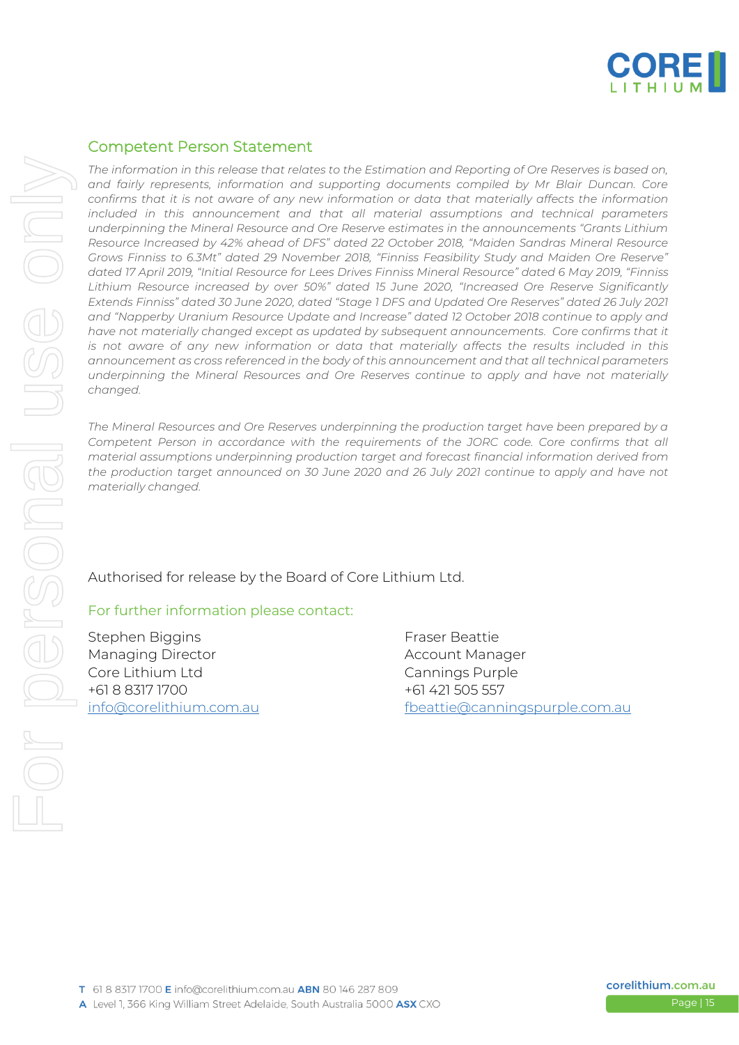## Competent Person Statement

*The information in this release that relates to the Estimation and Reporting of Ore Reserves is based on, and fairly represents, information and supporting documents compiled by Mr Blair Duncan. Core confirms that it is not aware of any new information or data that materially affects the information included in this announcement and that all material assumptions and technical parameters underpinning the Mineral Resource and Ore Reserve estimates in the announcements "Grants Lithium Resource Increased by 42% ahead of DFS" dated 22 October 2018, "Maiden Sandras Mineral Resource Grows Finniss to 6.3Mt" dated 29 November 2018, "Finniss Feasibility Study and Maiden Ore Reserve" dated 17 April 2019, "Initial Resource for Lees Drives Finniss Mineral Resource" dated 6 May 2019, "Finniss Lithium Resource increased by over 50%" dated 15 June 2020, "Increased Ore Reserve Significantly Extends Finniss" dated 30 June 2020, dated "Stage 1 DFS and Updated Ore Reserves" dated 26 July 2021 and "Napperby Uranium Resource Update and Increase" dated 12 October 2018 continue to apply and have not materially changed except as updated by subsequent announcements. Core confirms that it is not aware of any new information or data that materially affects the results included in this announcement as cross referenced in the body of this announcement and that all technical parameters underpinning the Mineral Resources and Ore Reserves continue to apply and have not materially changed.*

*The Mineral Resources and Ore Reserves underpinning the production target have been prepared by a Competent Person in accordance with the requirements of the JORC code. Core confirms that all material assumptions underpinning production target and forecast financial information derived from the production target announced on 30 June 2020 and 26 July 2021 continue to apply and have not materially changed.*

Authorised for release by the Board of Core Lithium Ltd.

### For further information please contact:

Stephen Biggins
Managing Director
Core Lithium Ltd
+61 8 8317 1700
info@corelithium.com.au

Fraser Beattie
Account Manager
Cannings Purple
+61 421 505 557
fbeattie@canningspurple.com.au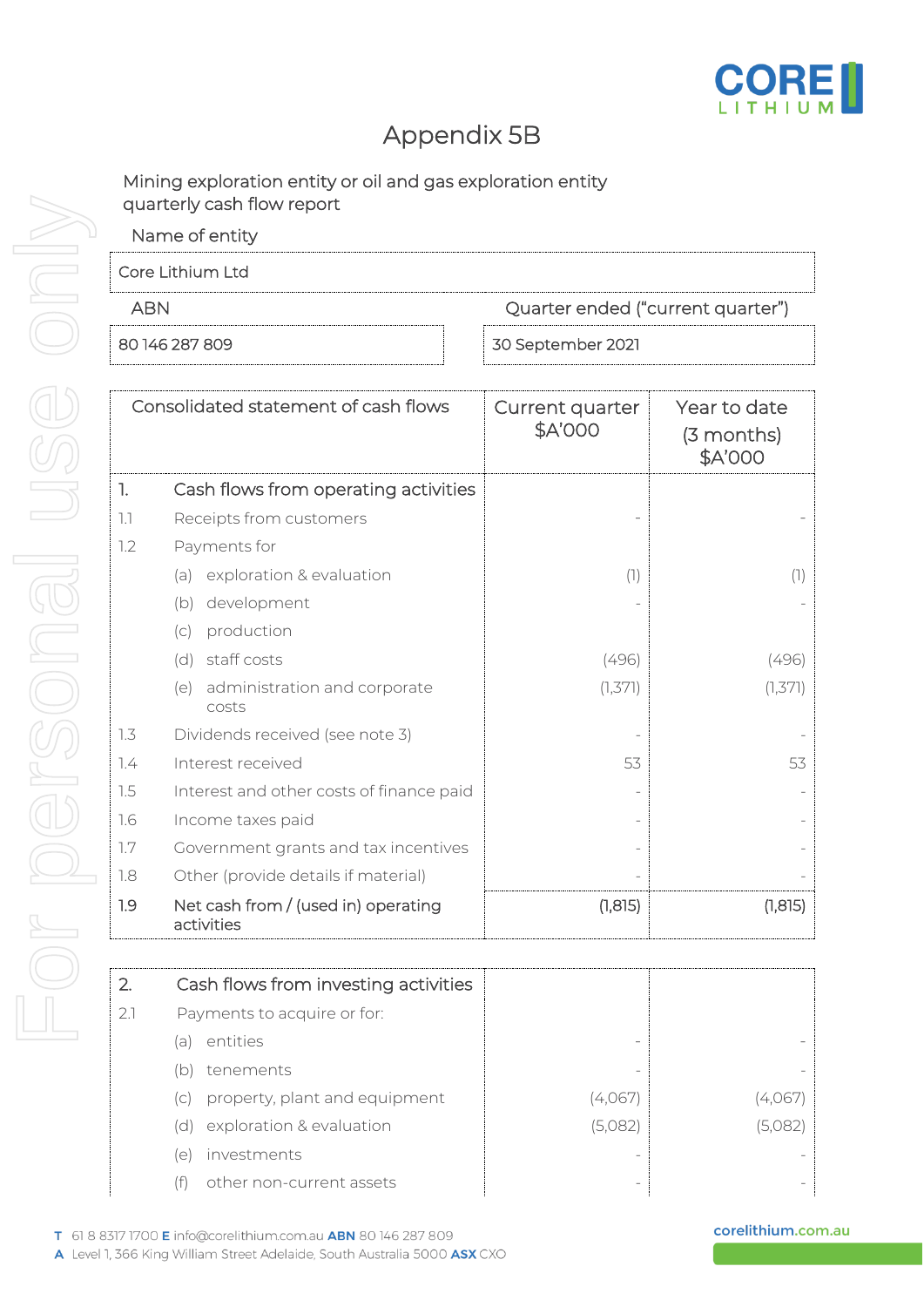# Appendix 5B

Mining exploration entity or oil and gas exploration entity quarterly cash flow report

| Name of entity | |
|---|---|
| Core Lithium Ltd | |

| ABN | Quarter ended ("current quarter") |
|---|---|
| 80 146 287 809 | 30 September 2021 |

| | Consolidated statement of cash flows | Current quarter $A'000 | Year to date (3 months) $A'000 |
|---|---|---|---|
| **1.** | **Cash flows from operating activities** | | |
| 1.1 | Receipts from customers | - | - |
| 1.2 | Payments for | | |
| | (a) exploration & evaluation | (1) | (1) |
| | (b) development | - | - |
| | (c) production | | |
| | (d) staff costs | (496) | (496) |
| | (e) administration and corporate costs | (1,371) | (1,371) |
| 1.3 | Dividends received (see note 3) | - | - |
| 1.4 | Interest received | 53 | 53 |
| 1.5 | Interest and other costs of finance paid | - | - |
| 1.6 | Income taxes paid | - | - |
| 1.7 | Government grants and tax incentives | - | - |
| 1.8 | Other (provide details if material) | - | - |
| **1.9** | **Net cash from / (used in) operating activities** | **(1,815)** | **(1,815)** |

| | | | |
|---|---|---|---|
| **2.** | **Cash flows from investing activities** | | |
| 2.1 | Payments to acquire or for: | | |
| | (a) entities | - | - |
| | (b) tenements | - | - |
| | (c) property, plant and equipment | (4,067) | (4,067) |
| | (d) exploration & evaluation | (5,082) | (5,082) |
| | (e) investments | - | - |
| | (f) other non-current assets | - | - |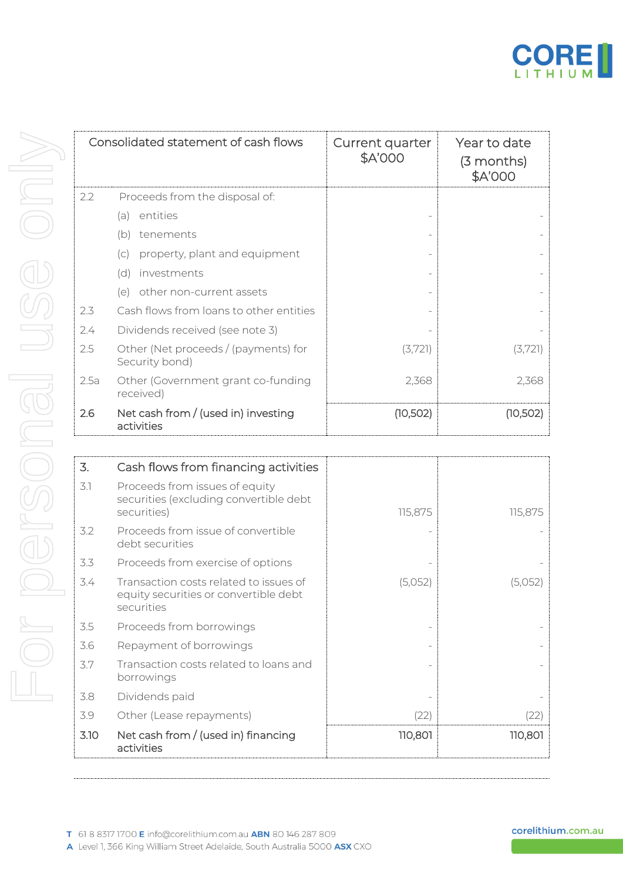| Consolidated statement of cash flows | | Current quarter $A'000 | Year to date (3 months) $A'000 |
|---|---|---|---|
| 2.2 | Proceeds from the disposal of: | | |
| | (a) entities | - | - |
| | (b) tenements | - | - |
| | (c) property, plant and equipment | - | - |
| | (d) investments | - | - |
| | (e) other non-current assets | - | - |
| 2.3 | Cash flows from loans to other entities | - | - |
| 2.4 | Dividends received (see note 3) | - | - |
| 2.5 | Other (Net proceeds / (payments) for Security bond) | (3,721) | (3,721) |
| 2.5a | Other (Government grant co-funding received) | 2,368 | 2,368 |
| **2.6** | **Net cash from / (used in) investing activities** | **(10,502)** | **(10,502)** |

| | | | |
|---|---|---|---|
| **3.** | **Cash flows from financing activities** | | |
| 3.1 | Proceeds from issues of equity securities (excluding convertible debt securities) | 115,875 | 115,875 |
| 3.2 | Proceeds from issue of convertible debt securities | - | - |
| 3.3 | Proceeds from exercise of options | - | - |
| 3.4 | Transaction costs related to issues of equity securities or convertible debt securities | (5,052) | (5,052) |
| 3.5 | Proceeds from borrowings | - | - |
| 3.6 | Repayment of borrowings | - | - |
| 3.7 | Transaction costs related to loans and borrowings | - | - |
| 3.8 | Dividends paid | - | - |
| 3.9 | Other (Lease repayments) | (22) | (22) |
| **3.10** | **Net cash from / (used in) financing activities** | **110,801** | **110,801** |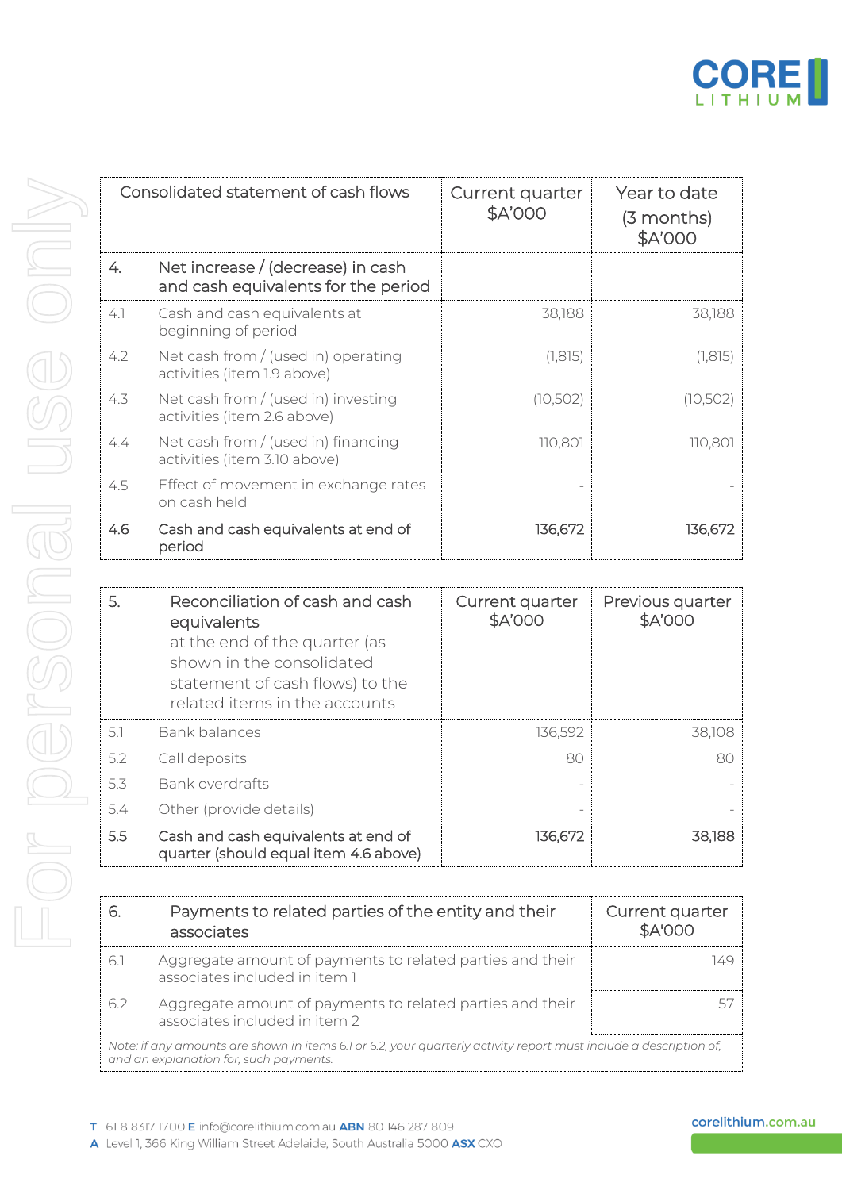| Consolidated statement of cash flows | | Current quarter $A'000 | Year to date (3 months) $A'000 |
|---|---|---|---|
| **4.** | **Net increase / (decrease) in cash and cash equivalents for the period** | | |
| 4.1 | Cash and cash equivalents at beginning of period | 38,188 | 38,188 |
| 4.2 | Net cash from / (used in) operating activities (item 1.9 above) | (1,815) | (1,815) |
| 4.3 | Net cash from / (used in) investing activities (item 2.6 above) | (10,502) | (10,502) |
| 4.4 | Net cash from / (used in) financing activities (item 3.10 above) | 110,801 | 110,801 |
| 4.5 | Effect of movement in exchange rates on cash held | - | - |
| **4.6** | **Cash and cash equivalents at end of period** | **136,672** | **136,672** |

| **5.** | **Reconciliation of cash and cash equivalents** at the end of the quarter (as shown in the consolidated statement of cash flows) to the related items in the accounts | Current quarter $A'000 | Previous quarter $A'000 |
|---|---|---|---|
| 5.1 | Bank balances | 136,592 | 38,108 |
| 5.2 | Call deposits | 80 | 80 |
| 5.3 | Bank overdrafts | - | - |
| 5.4 | Other (provide details) | - | - |
| **5.5** | **Cash and cash equivalents at end of quarter (should equal item 4.6 above)** | **136,672** | **38,188** |

| **6.** | **Payments to related parties of the entity and their associates** | Current quarter $A'000 |
|---|---|---|
| 6.1 | Aggregate amount of payments to related parties and their associates included in item 1 | 149 |
| 6.2 | Aggregate amount of payments to related parties and their associates included in item 2 | 57 |

*Note: if any amounts are shown in items 6.1 or 6.2, your quarterly activity report must include a description of, and an explanation for, such payments.*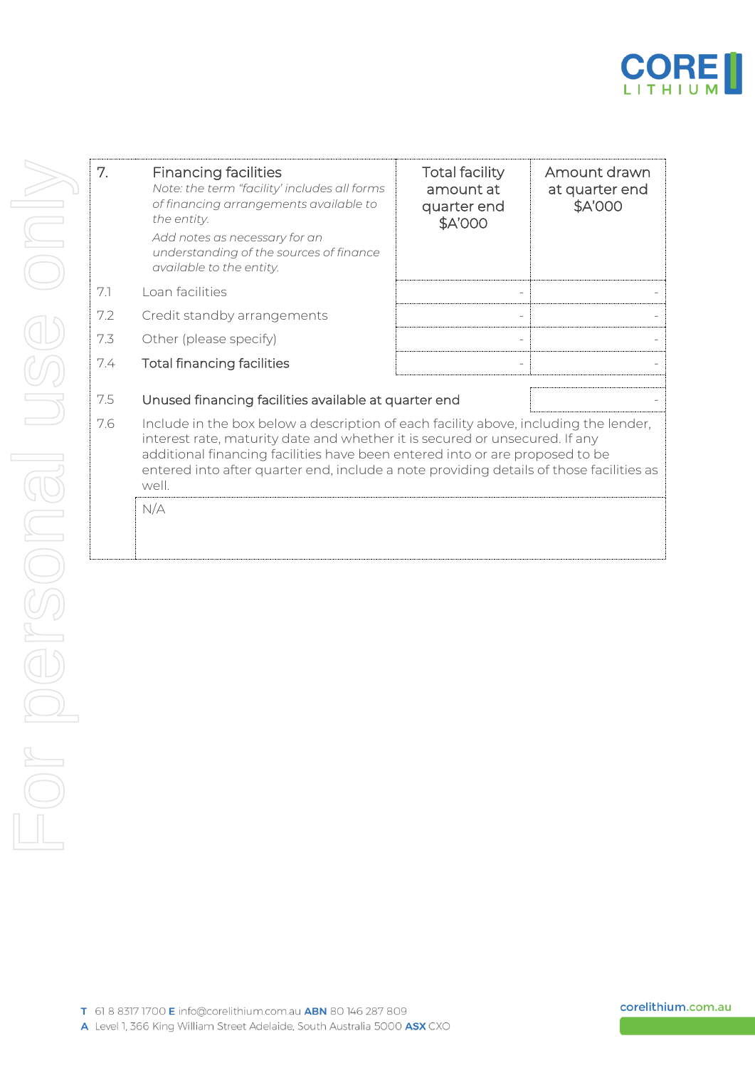| 7. | Financing facilities<br>*Note: the term "facility' includes all forms of financing arrangements available to the entity.*<br>*Add notes as necessary for an understanding of the sources of finance available to the entity.* | Total facility amount at quarter end $A'000 | Amount drawn at quarter end $A'000 |
|---|---|---|---|
| 7.1 | Loan facilities | - | - |
| 7.2 | Credit standby arrangements | - | - |
| 7.3 | Other (please specify) | - | - |
| 7.4 | **Total financing facilities** | - | - |

| | | |
|---|---|---|
| 7.5 | **Unused financing facilities available at quarter end** | - |

7.6 Include in the box below a description of each facility above, including the lender, interest rate, maturity date and whether it is secured or unsecured. If any additional financing facilities have been entered into or are proposed to be entered into after quarter end, include a note providing details of those facilities as well.

N/A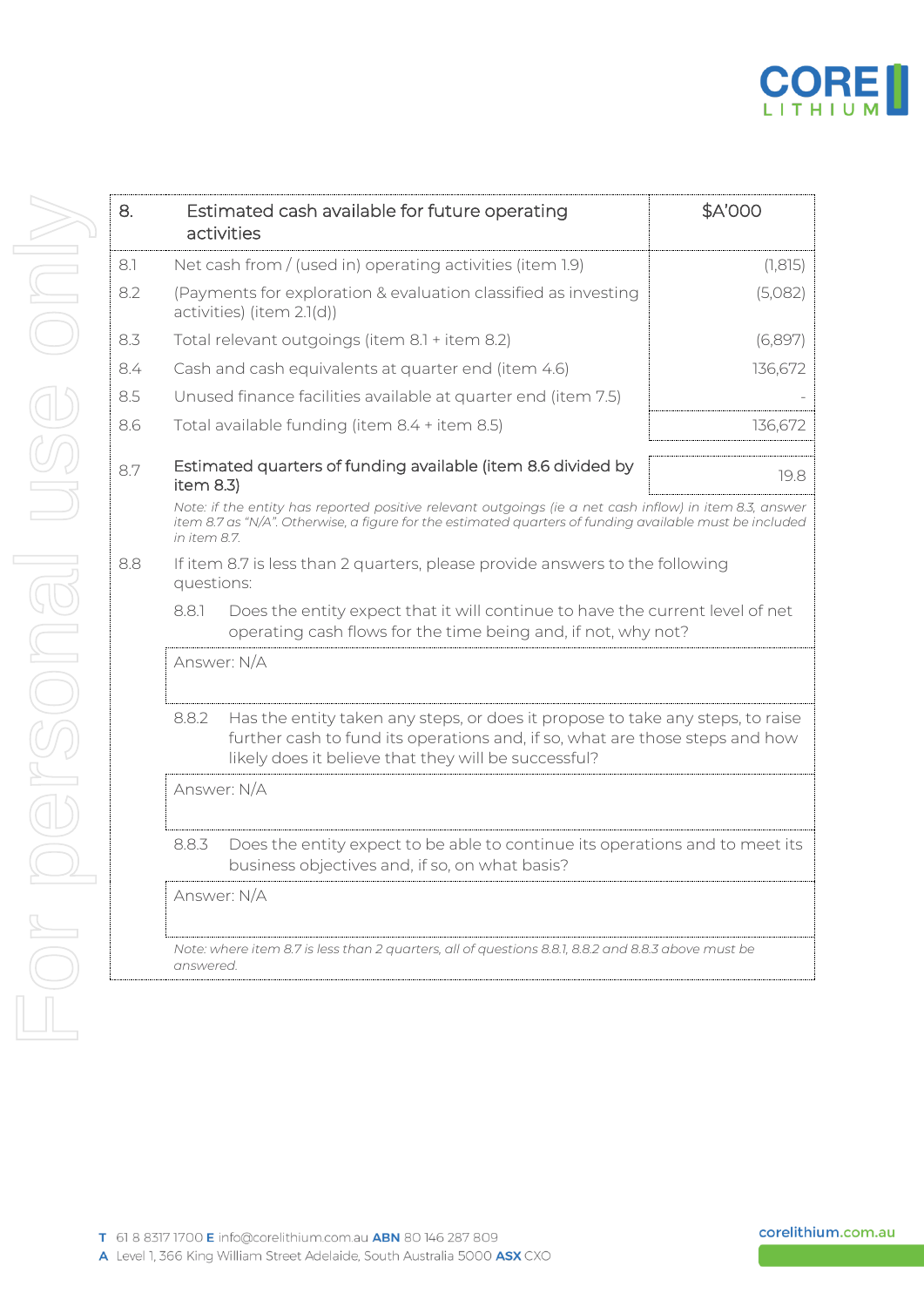| 8. | Estimated cash available for future operating activities | $A'000 |
|---|---|---|
| 8.1 | Net cash from / (used in) operating activities (item 1.9) | (1,815) |
| 8.2 | (Payments for exploration & evaluation classified as investing activities) (item 2.1(d)) | (5,082) |
| 8.3 | Total relevant outgoings (item 8.1 + item 8.2) | (6,897) |
| 8.4 | Cash and cash equivalents at quarter end (item 4.6) | 136,672 |
| 8.5 | Unused finance facilities available at quarter end (item 7.5) | - |
| 8.6 | Total available funding (item 8.4 + item 8.5) | 136,672 |
| 8.7 | Estimated quarters of funding available (item 8.6 divided by item 8.3) | 19.8 |

*Note: if the entity has reported positive relevant outgoings (ie a net cash inflow) in item 8.3, answer item 8.7 as "N/A". Otherwise, a figure for the estimated quarters of funding available must be included in item 8.7.*

8.8 If item 8.7 is less than 2 quarters, please provide answers to the following questions:

8.8.1 Does the entity expect that it will continue to have the current level of net operating cash flows for the time being and, if not, why not?

Answer: N/A

8.8.2 Has the entity taken any steps, or does it propose to take any steps, to raise further cash to fund its operations and, if so, what are those steps and how likely does it believe that they will be successful?

Answer: N/A

8.8.3 Does the entity expect to be able to continue its operations and to meet its business objectives and, if so, on what basis?

Answer: N/A

*Note: where item 8.7 is less than 2 quarters, all of questions 8.8.1, 8.8.2 and 8.8.3 above must be answered.*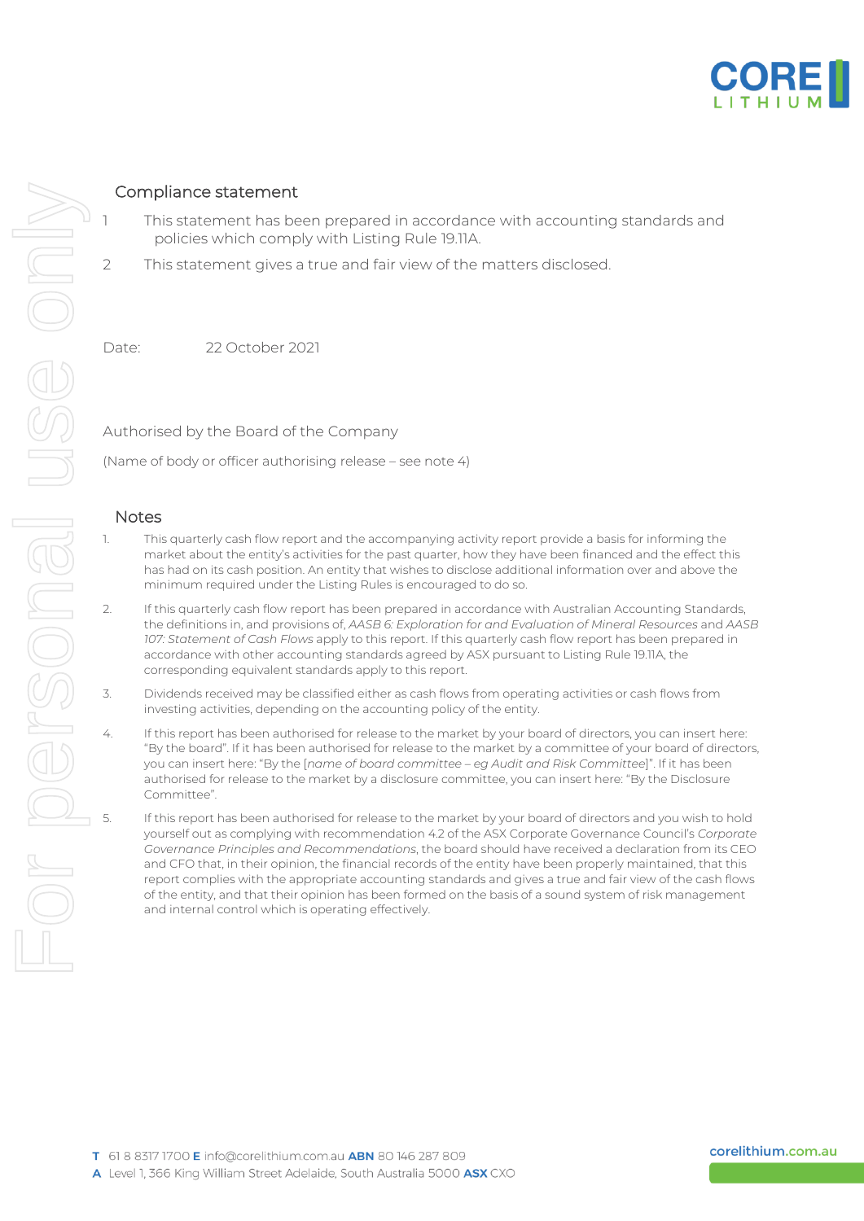## Compliance statement

1. This statement has been prepared in accordance with accounting standards and policies which comply with Listing Rule 19.11A.
2. This statement gives a true and fair view of the matters disclosed.

Date: 22 October 2021

Authorised by the Board of the Company

(Name of body or officer authorising release – see note 4)

## Notes

1. This quarterly cash flow report and the accompanying activity report provide a basis for informing the market about the entity's activities for the past quarter, how they have been financed and the effect this has had on its cash position. An entity that wishes to disclose additional information over and above the minimum required under the Listing Rules is encouraged to do so.

2. If this quarterly cash flow report has been prepared in accordance with Australian Accounting Standards, the definitions in, and provisions of, *AASB 6: Exploration for and Evaluation of Mineral Resources* and *AASB 107: Statement of Cash Flows* apply to this report. If this quarterly cash flow report has been prepared in accordance with other accounting standards agreed by ASX pursuant to Listing Rule 19.11A, the corresponding equivalent standards apply to this report.

3. Dividends received may be classified either as cash flows from operating activities or cash flows from investing activities, depending on the accounting policy of the entity.

4. If this report has been authorised for release to the market by your board of directors, you can insert here: "By the board". If it has been authorised for release to the market by a committee of your board of directors, you can insert here: "By the [*name of board committee – eg Audit and Risk Committee*]". If it has been authorised for release to the market by a disclosure committee, you can insert here: "By the Disclosure Committee".

5. If this report has been authorised for release to the market by your board of directors and you wish to hold yourself out as complying with recommendation 4.2 of the ASX Corporate Governance Council's *Corporate Governance Principles and Recommendations*, the board should have received a declaration from its CEO and CFO that, in their opinion, the financial records of the entity have been properly maintained, that this report complies with the appropriate accounting standards and gives a true and fair view of the cash flows of the entity, and that their opinion has been formed on the basis of a sound system of risk management and internal control which is operating effectively.